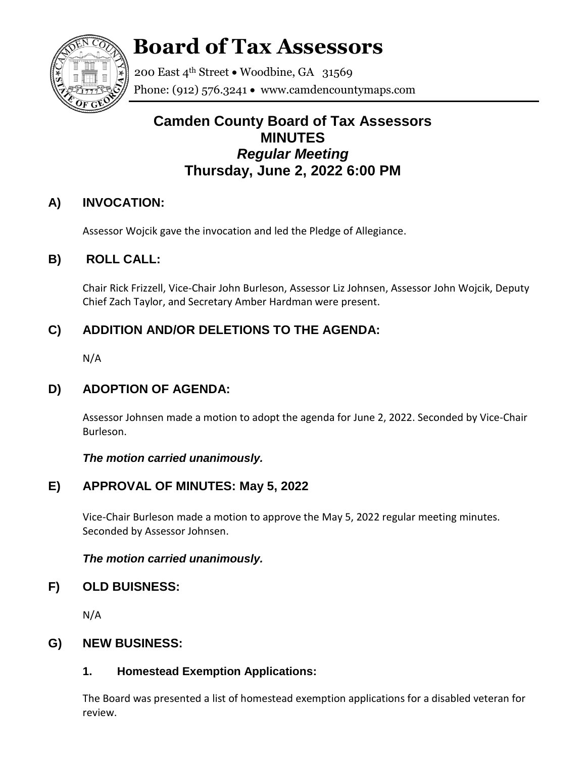# Board of Tax Assessors

200 East 4th Street • Woodbine, GA 31569
Phone: (912) 576.3241 • www.camdencountymaps.com

## Camden County Board of Tax Assessors
## MINUTES
## *Regular Meeting*
## Thursday, June 2, 2022 6:00 PM

### A) INVOCATION:

Assessor Wojcik gave the invocation and led the Pledge of Allegiance.

### B) ROLL CALL:

Chair Rick Frizzell, Vice-Chair John Burleson, Assessor Liz Johnsen, Assessor John Wojcik, Deputy Chief Zach Taylor, and Secretary Amber Hardman were present.

### C) ADDITION AND/OR DELETIONS TO THE AGENDA:

N/A

### D) ADOPTION OF AGENDA:

Assessor Johnsen made a motion to adopt the agenda for June 2, 2022. Seconded by Vice-Chair Burleson.

***The motion carried unanimously.***

### E) APPROVAL OF MINUTES: May 5, 2022

Vice-Chair Burleson made a motion to approve the May 5, 2022 regular meeting minutes. Seconded by Assessor Johnsen.

***The motion carried unanimously.***

### F) OLD BUISNESS:

N/A

### G) NEW BUSINESS:

#### 1. Homestead Exemption Applications:

The Board was presented a list of homestead exemption applications for a disabled veteran for review.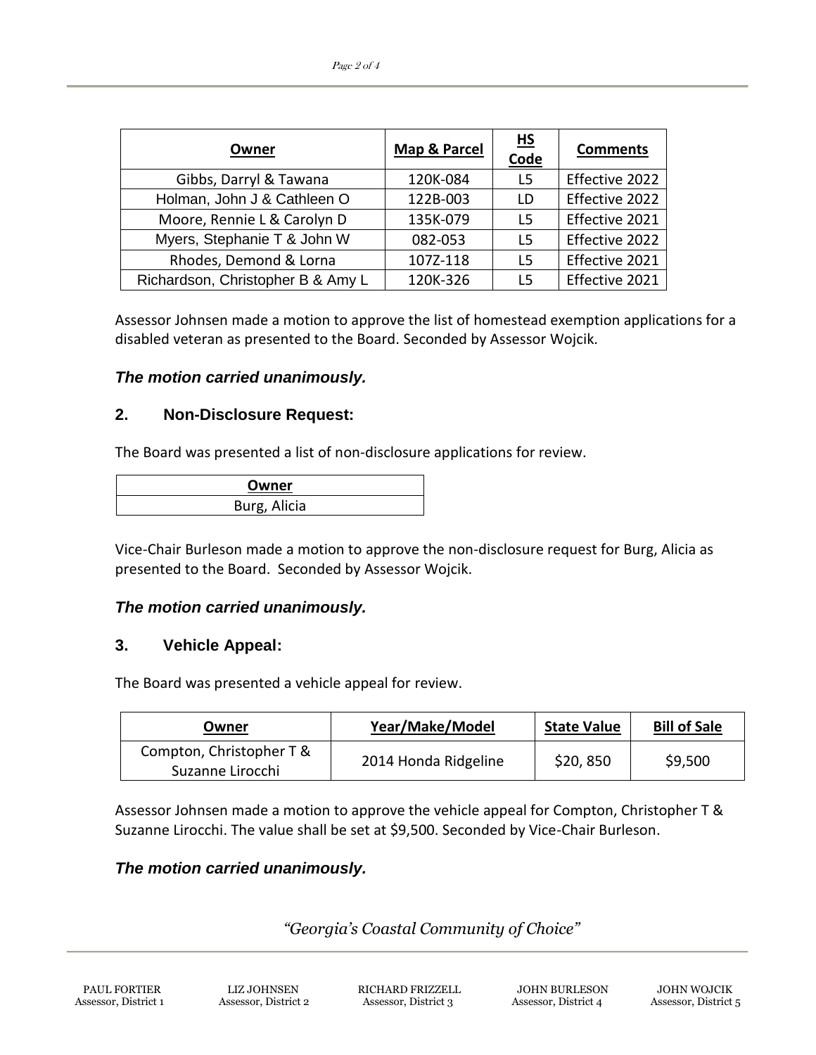| Owner | Map & Parcel | HS Code | Comments |
|---|---|---|---|
| Gibbs, Darryl & Tawana | 120K-084 | L5 | Effective 2022 |
| Holman, John J & Cathleen O | 122B-003 | LD | Effective 2022 |
| Moore, Rennie L & Carolyn D | 135K-079 | L5 | Effective 2021 |
| Myers, Stephanie T & John W | 082-053 | L5 | Effective 2022 |
| Rhodes, Demond & Lorna | 107Z-118 | L5 | Effective 2021 |
| Richardson, Christopher B & Amy L | 120K-326 | L5 | Effective 2021 |

Assessor Johnsen made a motion to approve the list of homestead exemption applications for a disabled veteran as presented to the Board. Seconded by Assessor Wojcik.

***The motion carried unanimously.***

## 2. Non-Disclosure Request:

The Board was presented a list of non-disclosure applications for review.

| Owner |
|---|
| Burg, Alicia |

Vice-Chair Burleson made a motion to approve the non-disclosure request for Burg, Alicia as presented to the Board. Seconded by Assessor Wojcik.

***The motion carried unanimously.***

## 3. Vehicle Appeal:

The Board was presented a vehicle appeal for review.

| Owner | Year/Make/Model | State Value | Bill of Sale |
|---|---|---|---|
| Compton, Christopher T & Suzanne Lirocchi | 2014 Honda Ridgeline | $20, 850 | $9,500 |

Assessor Johnsen made a motion to approve the vehicle appeal for Compton, Christopher T & Suzanne Lirocchi. The value shall be set at $9,500. Seconded by Vice-Chair Burleson.

***The motion carried unanimously.***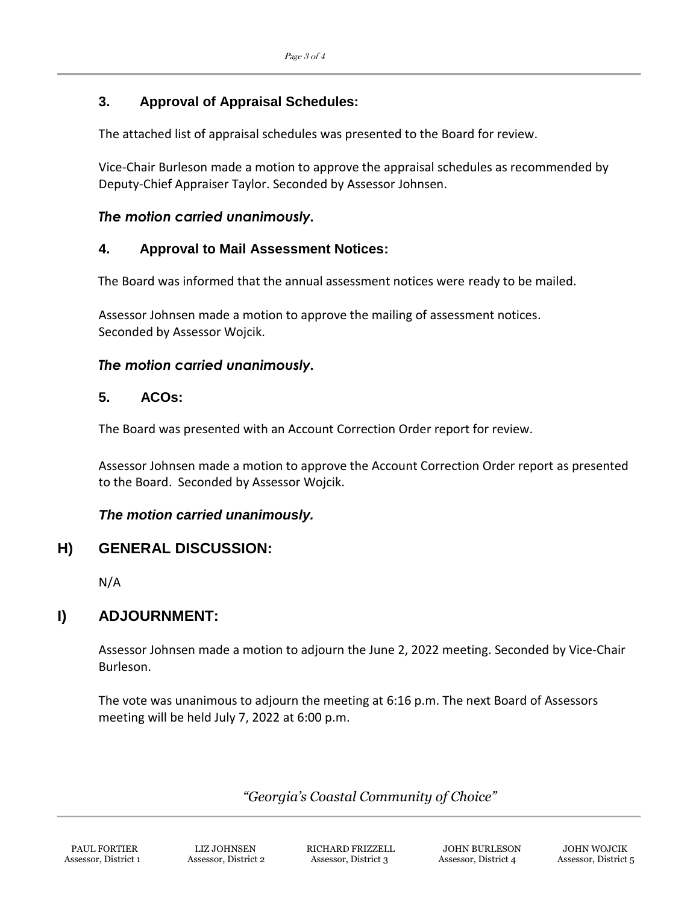### 3. Approval of Appraisal Schedules:

The attached list of appraisal schedules was presented to the Board for review.

Vice-Chair Burleson made a motion to approve the appraisal schedules as recommended by Deputy-Chief Appraiser Taylor. Seconded by Assessor Johnsen.

***The motion carried unanimously.***

### 4. Approval to Mail Assessment Notices:

The Board was informed that the annual assessment notices were ready to be mailed.

Assessor Johnsen made a motion to approve the mailing of assessment notices. Seconded by Assessor Wojcik.

***The motion carried unanimously.***

### 5. ACOs:

The Board was presented with an Account Correction Order report for review.

Assessor Johnsen made a motion to approve the Account Correction Order report as presented to the Board. Seconded by Assessor Wojcik.

***The motion carried unanimously.***

## H) GENERAL DISCUSSION:

N/A

## I) ADJOURNMENT:

Assessor Johnsen made a motion to adjourn the June 2, 2022 meeting. Seconded by Vice-Chair Burleson.

The vote was unanimous to adjourn the meeting at 6:16 p.m. The next Board of Assessors meeting will be held July 7, 2022 at 6:00 p.m.

*"Georgia's Coastal Community of Choice"*

| PAUL FORTIER | LIZ JOHNSEN | RICHARD FRIZZELL | JOHN BURLESON | JOHN WOJCIK |
|---|---|---|---|---|
| Assessor, District 1 | Assessor, District 2 | Assessor, District 3 | Assessor, District 4 | Assessor, District 5 |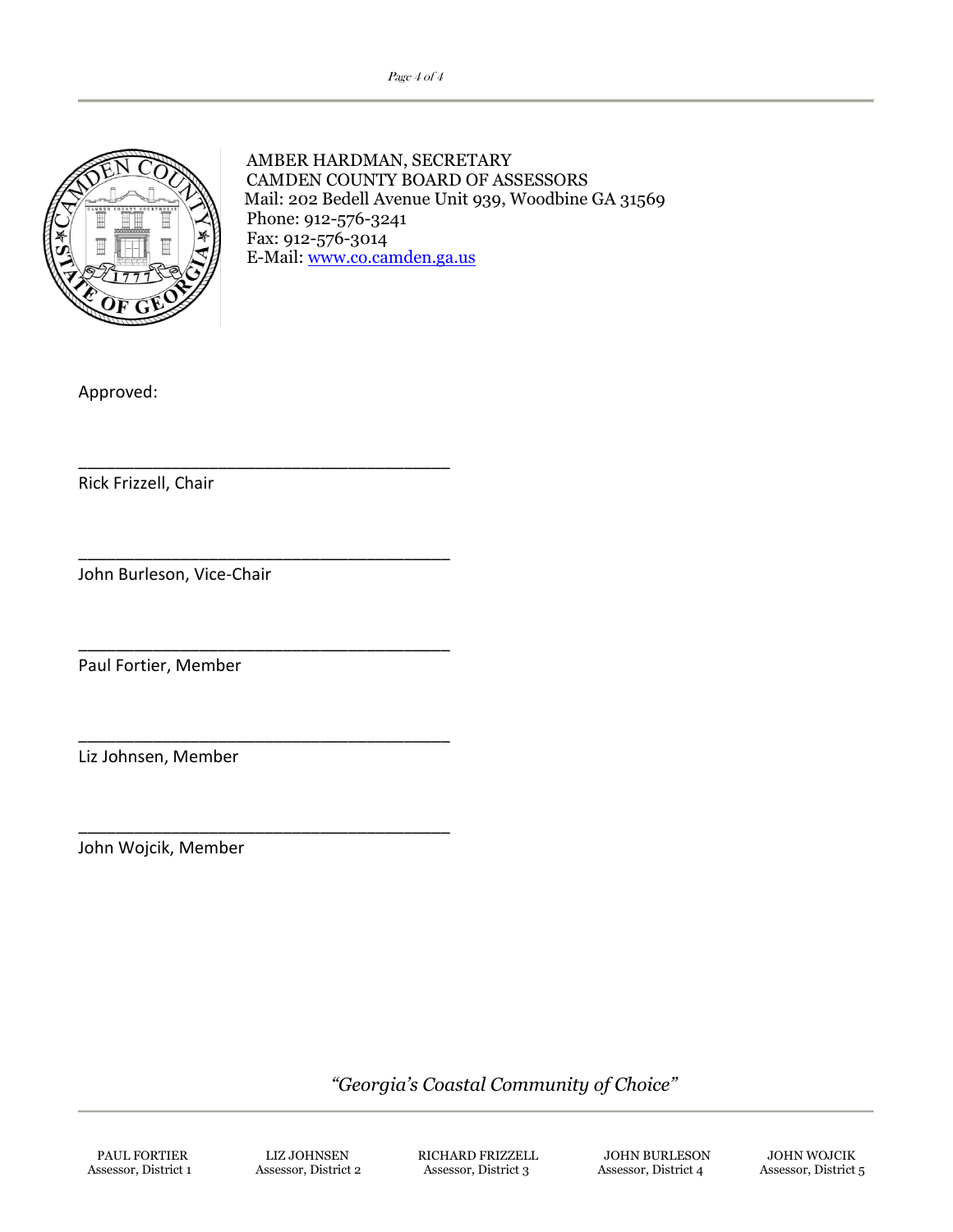AMBER HARDMAN, SECRETARY
CAMDEN COUNTY BOARD OF ASSESSORS
Mail: 202 Bedell Avenue Unit 939, Woodbine GA 31569
Phone: 912-576-3241
Fax: 912-576-3014
E-Mail: www.co.camden.ga.us

Approved:

_______________________________________
Rick Frizzell, Chair

_______________________________________
John Burleson, Vice-Chair

_______________________________________
Paul Fortier, Member

_______________________________________
Liz Johnsen, Member

_______________________________________
John Wojcik, Member

*"Georgia's Coastal Community of Choice"*

| | | | | |
|---|---|---|---|---|
| PAUL FORTIER<br>Assessor, District 1 | LIZ JOHNSEN<br>Assessor, District 2 | RICHARD FRIZZELL<br>Assessor, District 3 | JOHN BURLESON<br>Assessor, District 4 | JOHN WOJCIK<br>Assessor, District 5 |